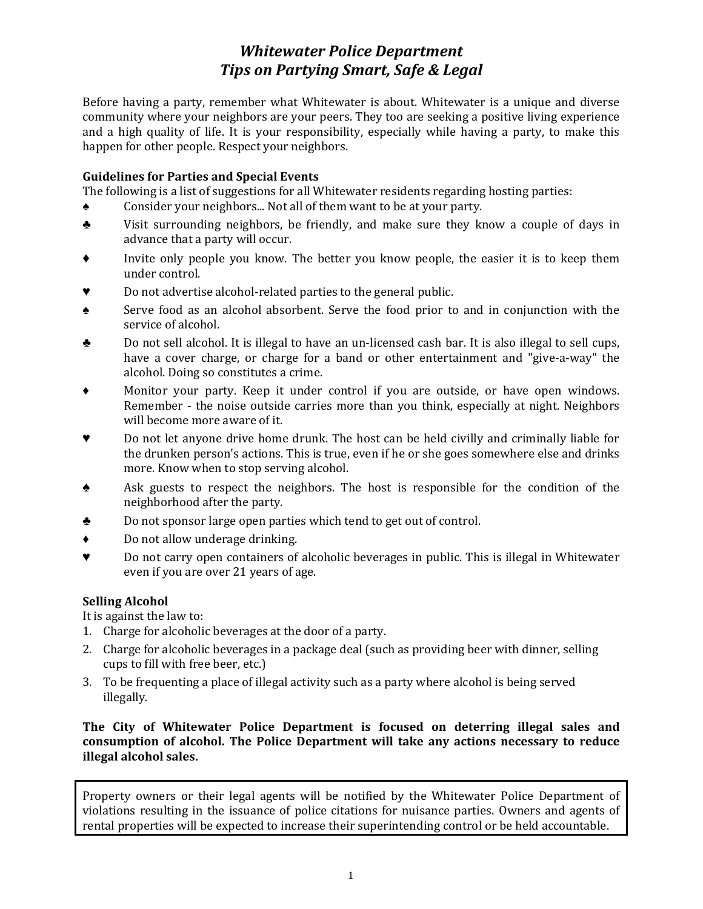# *Whitewater Police Department*
# *Tips on Partying Smart, Safe & Legal*

Before having a party, remember what Whitewater is about. Whitewater is a unique and diverse community where your neighbors are your peers. They too are seeking a positive living experience and a high quality of life. It is your responsibility, especially while having a party, to make this happen for other people. Respect your neighbors.

## Guidelines for Parties and Special Events

The following is a list of suggestions for all Whitewater residents regarding hosting parties:

- ♠ Consider your neighbors... Not all of them want to be at your party.
- ♣ Visit surrounding neighbors, be friendly, and make sure they know a couple of days in advance that a party will occur.
- ♦ Invite only people you know. The better you know people, the easier it is to keep them under control.
- ♥ Do not advertise alcohol-related parties to the general public.
- ♠ Serve food as an alcohol absorbent. Serve the food prior to and in conjunction with the service of alcohol.
- ♣ Do not sell alcohol. It is illegal to have an un-licensed cash bar. It is also illegal to sell cups, have a cover charge, or charge for a band or other entertainment and "give-a-way" the alcohol. Doing so constitutes a crime.
- ♦ Monitor your party. Keep it under control if you are outside, or have open windows. Remember - the noise outside carries more than you think, especially at night. Neighbors will become more aware of it.
- ♥ Do not let anyone drive home drunk. The host can be held civilly and criminally liable for the drunken person's actions. This is true, even if he or she goes somewhere else and drinks more. Know when to stop serving alcohol.
- ♠ Ask guests to respect the neighbors. The host is responsible for the condition of the neighborhood after the party.
- ♣ Do not sponsor large open parties which tend to get out of control.
- ♦ Do not allow underage drinking.
- ♥ Do not carry open containers of alcoholic beverages in public. This is illegal in Whitewater even if you are over 21 years of age.

## Selling Alcohol

It is against the law to:

1. Charge for alcoholic beverages at the door of a party.
2. Charge for alcoholic beverages in a package deal (such as providing beer with dinner, selling cups to fill with free beer, etc.)
3. To be frequenting a place of illegal activity such as a party where alcohol is being served illegally.

**The City of Whitewater Police Department is focused on deterring illegal sales and consumption of alcohol. The Police Department will take any actions necessary to reduce illegal alcohol sales.**

Property owners or their legal agents will be notified by the Whitewater Police Department of violations resulting in the issuance of police citations for nuisance parties. Owners and agents of rental properties will be expected to increase their superintending control or be held accountable.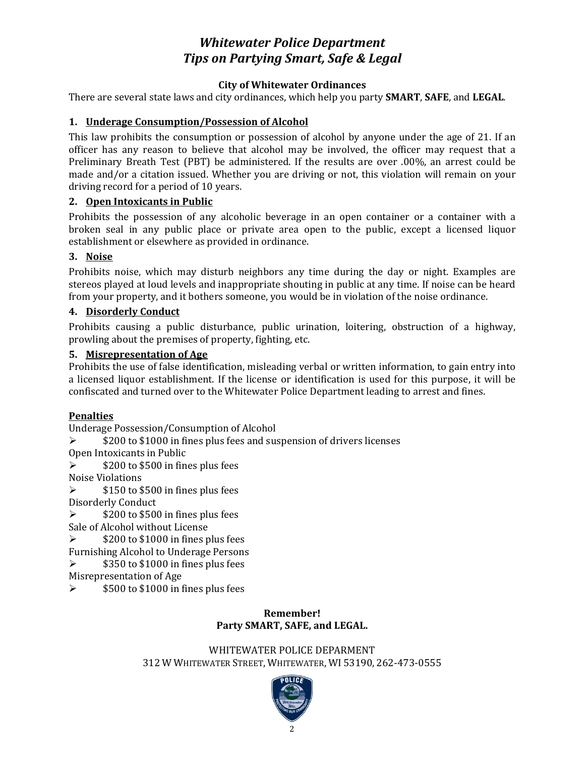# *Whitewater Police Department*
# *Tips on Partying Smart, Safe & Legal*

**City of Whitewater Ordinances**

There are several state laws and city ordinances, which help you party **SMART**, **SAFE**, and **LEGAL**.

1. **Underage Consumption/Possession of Alcohol**

This law prohibits the consumption or possession of alcohol by anyone under the age of 21. If an officer has any reason to believe that alcohol may be involved, the officer may request that a Preliminary Breath Test (PBT) be administered. If the results are over .00%, an arrest could be made and/or a citation issued. Whether you are driving or not, this violation will remain on your driving record for a period of 10 years.

2. **Open Intoxicants in Public**

Prohibits the possession of any alcoholic beverage in an open container or a container with a broken seal in any public place or private area open to the public, except a licensed liquor establishment or elsewhere as provided in ordinance.

3. **Noise**

Prohibits noise, which may disturb neighbors any time during the day or night. Examples are stereos played at loud levels and inappropriate shouting in public at any time. If noise can be heard from your property, and it bothers someone, you would be in violation of the noise ordinance.

4. **Disorderly Conduct**

Prohibits causing a public disturbance, public urination, loitering, obstruction of a highway, prowling about the premises of property, fighting, etc.

5. **Misrepresentation of Age**

Prohibits the use of false identification, misleading verbal or written information, to gain entry into a licensed liquor establishment. If the license or identification is used for this purpose, it will be confiscated and turned over to the Whitewater Police Department leading to arrest and fines.

**Penalties**

Underage Possession/Consumption of Alcohol
- $200 to $1000 in fines plus fees and suspension of drivers licenses

Open Intoxicants in Public
- $200 to $500 in fines plus fees

Noise Violations
- $150 to $500 in fines plus fees

Disorderly Conduct
- $200 to $500 in fines plus fees

Sale of Alcohol without License
- $200 to $1000 in fines plus fees

Furnishing Alcohol to Underage Persons
- $350 to $1000 in fines plus fees

Misrepresentation of Age
- $500 to $1000 in fines plus fees

**Remember!**
**Party SMART, SAFE, and LEGAL.**

WHITEWATER POLICE DEPARMENT
312 W WHITEWATER STREET, WHITEWATER, WI 53190, 262-473-0555